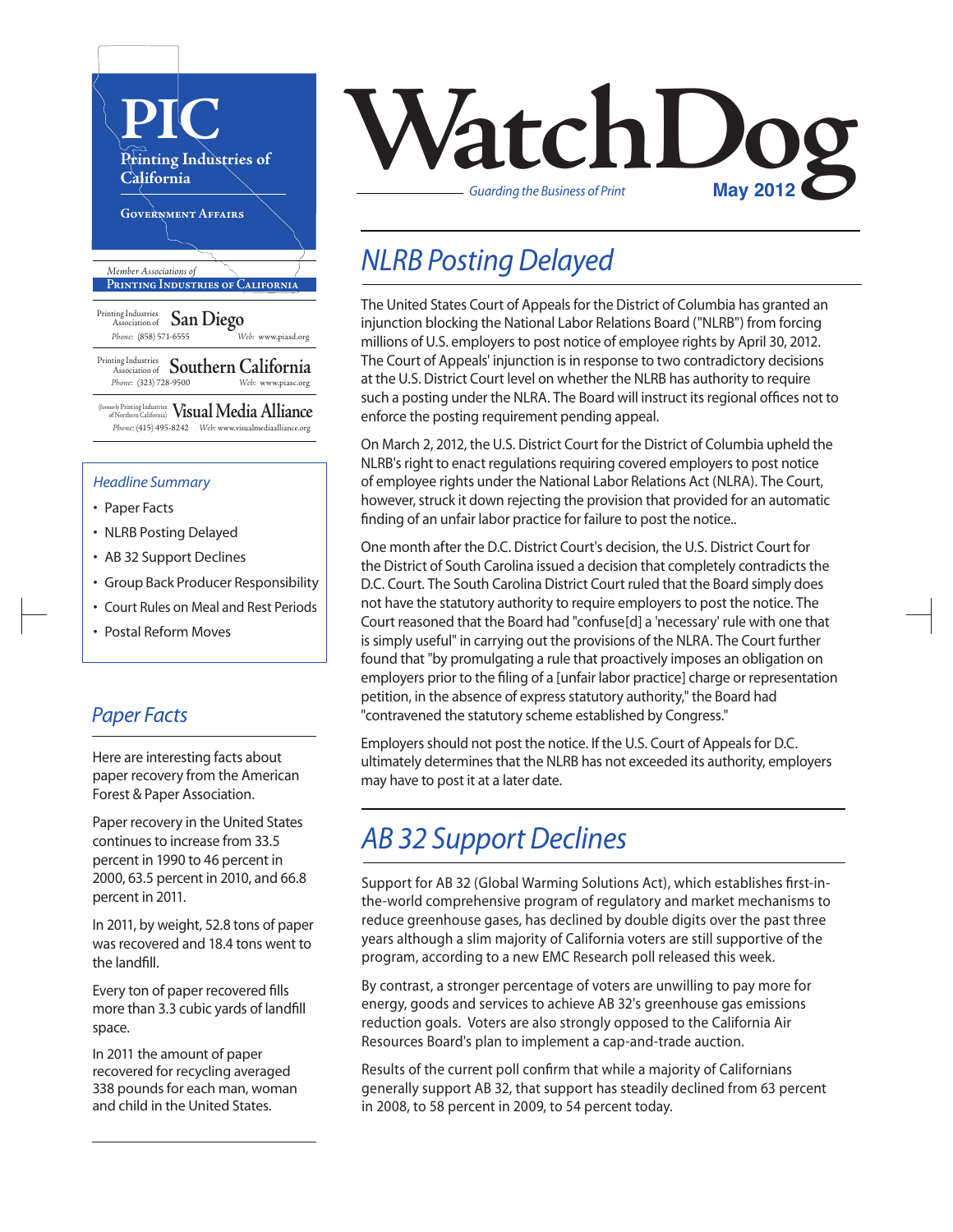# WatchDog

*Guarding the Business of Print*

**May 2012**

**PIC**
Printing Industries of California
Government Affairs

*Member Associations of*
**Printing Industries of California**

Printing Industries Association of **San Diego**
*Phone:* (858) 571-6555 *Web:* www.piasd.org

Printing Industries Association of **Southern California**
*Phone:* (323) 728-9500 *Web:* www.piasc.org

(formerly Printing Industries of Northern California) **Visual Media Alliance**
*Phone:* (415) 495-8242 *Web:* www.visualmediaalliance.org

*Headline Summary*

- Paper Facts
- NLRB Posting Delayed
- AB 32 Support Declines
- Group Back Producer Responsibility
- Court Rules on Meal and Rest Periods
- Postal Reform Moves

## *Paper Facts*

Here are interesting facts about paper recovery from the American Forest & Paper Association.

Paper recovery in the United States continues to increase from 33.5 percent in 1990 to 46 percent in 2000, 63.5 percent in 2010, and 66.8 percent in 2011.

In 2011, by weight, 52.8 tons of paper was recovered and 18.4 tons went to the landfill.

Every ton of paper recovered fills more than 3.3 cubic yards of landfill space.

In 2011 the amount of paper recovered for recycling averaged 338 pounds for each man, woman and child in the United States.

## *NLRB Posting Delayed*

The United States Court of Appeals for the District of Columbia has granted an injunction blocking the National Labor Relations Board ("NLRB") from forcing millions of U.S. employers to post notice of employee rights by April 30, 2012. The Court of Appeals' injunction is in response to two contradictory decisions at the U.S. District Court level on whether the NLRB has authority to require such a posting under the NLRA. The Board will instruct its regional offices not to enforce the posting requirement pending appeal.

On March 2, 2012, the U.S. District Court for the District of Columbia upheld the NLRB's right to enact regulations requiring covered employers to post notice of employee rights under the National Labor Relations Act (NLRA). The Court, however, struck it down rejecting the provision that provided for an automatic finding of an unfair labor practice for failure to post the notice..

One month after the D.C. District Court's decision, the U.S. District Court for the District of South Carolina issued a decision that completely contradicts the D.C. Court. The South Carolina District Court ruled that the Board simply does not have the statutory authority to require employers to post the notice. The Court reasoned that the Board had "confuse[d] a 'necessary' rule with one that is simply useful" in carrying out the provisions of the NLRA. The Court further found that "by promulgating a rule that proactively imposes an obligation on employers prior to the filing of a [unfair labor practice] charge or representation petition, in the absence of express statutory authority," the Board had "contravened the statutory scheme established by Congress."

Employers should not post the notice. If the U.S. Court of Appeals for D.C. ultimately determines that the NLRB has not exceeded its authority, employers may have to post it at a later date.

## *AB 32 Support Declines*

Support for AB 32 (Global Warming Solutions Act), which establishes first-in-the-world comprehensive program of regulatory and market mechanisms to reduce greenhouse gases, has declined by double digits over the past three years although a slim majority of California voters are still supportive of the program, according to a new EMC Research poll released this week.

By contrast, a stronger percentage of voters are unwilling to pay more for energy, goods and services to achieve AB 32's greenhouse gas emissions reduction goals. Voters are also strongly opposed to the California Air Resources Board's plan to implement a cap-and-trade auction.

Results of the current poll confirm that while a majority of Californians generally support AB 32, that support has steadily declined from 63 percent in 2008, to 58 percent in 2009, to 54 percent today.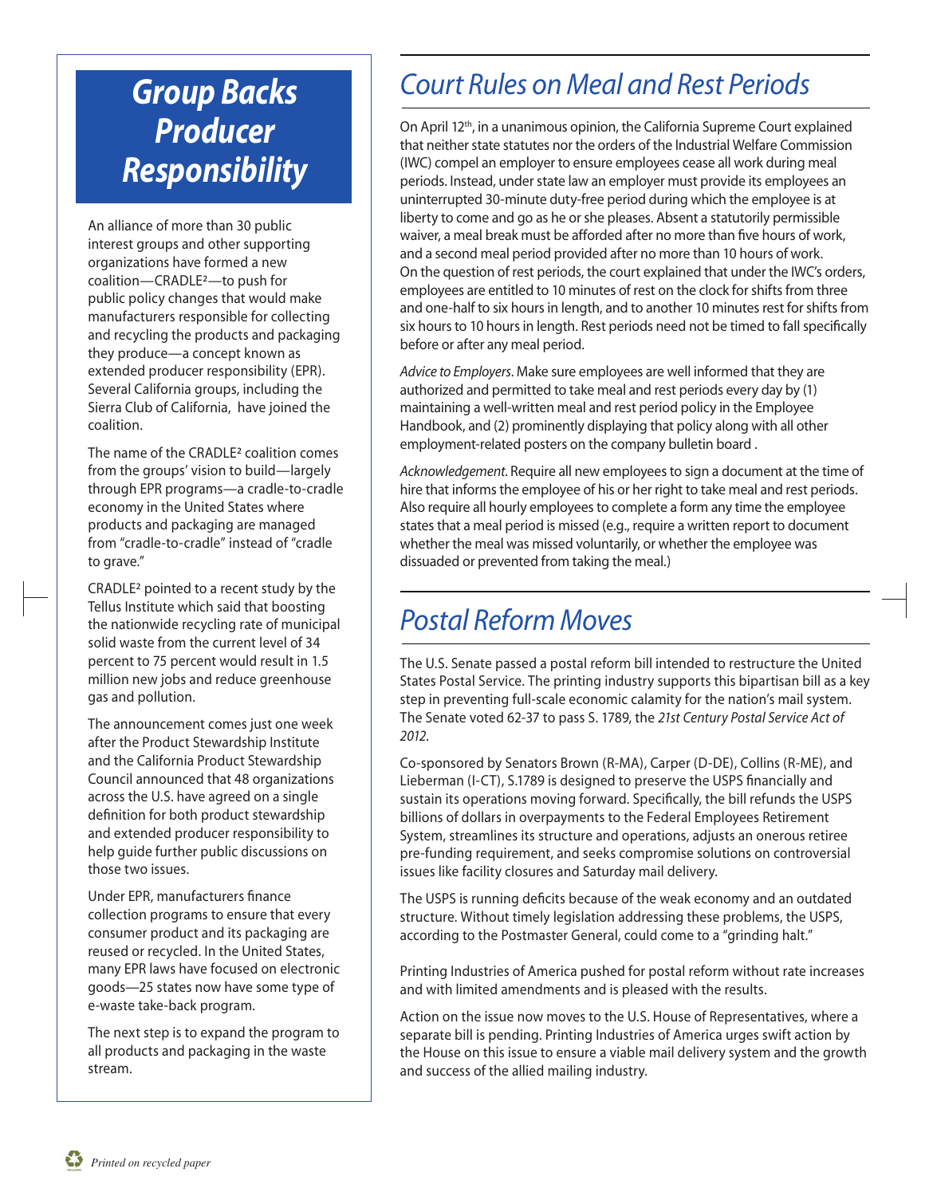## Group Backs Producer Responsibility

An alliance of more than 30 public interest groups and other supporting organizations have formed a new coalition—CRADLE²—to push for public policy changes that would make manufacturers responsible for collecting and recycling the products and packaging they produce—a concept known as extended producer responsibility (EPR). Several California groups, including the Sierra Club of California, have joined the coalition.

The name of the CRADLE² coalition comes from the groups' vision to build—largely through EPR programs—a cradle-to-cradle economy in the United States where products and packaging are managed from "cradle-to-cradle" instead of "cradle to grave."

CRADLE² pointed to a recent study by the Tellus Institute which said that boosting the nationwide recycling rate of municipal solid waste from the current level of 34 percent to 75 percent would result in 1.5 million new jobs and reduce greenhouse gas and pollution.

The announcement comes just one week after the Product Stewardship Institute and the California Product Stewardship Council announced that 48 organizations across the U.S. have agreed on a single definition for both product stewardship and extended producer responsibility to help guide further public discussions on those two issues.

Under EPR, manufacturers finance collection programs to ensure that every consumer product and its packaging are reused or recycled. In the United States, many EPR laws have focused on electronic goods—25 states now have some type of e-waste take-back program.

The next step is to expand the program to all products and packaging in the waste stream.

## Court Rules on Meal and Rest Periods

On April 12th, in a unanimous opinion, the California Supreme Court explained that neither state statutes nor the orders of the Industrial Welfare Commission (IWC) compel an employer to ensure employees cease all work during meal periods. Instead, under state law an employer must provide its employees an uninterrupted 30-minute duty-free period during which the employee is at liberty to come and go as he or she pleases. Absent a statutorily permissible waiver, a meal break must be afforded after no more than five hours of work, and a second meal period provided after no more than 10 hours of work. On the question of rest periods, the court explained that under the IWC's orders, employees are entitled to 10 minutes of rest on the clock for shifts from three and one-half to six hours in length, and to another 10 minutes rest for shifts from six hours to 10 hours in length. Rest periods need not be timed to fall specifically before or after any meal period.

*Advice to Employers*. Make sure employees are well informed that they are authorized and permitted to take meal and rest periods every day by (1) maintaining a well-written meal and rest period policy in the Employee Handbook, and (2) prominently displaying that policy along with all other employment-related posters on the company bulletin board .

*Acknowledgement*. Require all new employees to sign a document at the time of hire that informs the employee of his or her right to take meal and rest periods. Also require all hourly employees to complete a form any time the employee states that a meal period is missed (e.g., require a written report to document whether the meal was missed voluntarily, or whether the employee was dissuaded or prevented from taking the meal.)

## Postal Reform Moves

The U.S. Senate passed a postal reform bill intended to restructure the United States Postal Service. The printing industry supports this bipartisan bill as a key step in preventing full-scale economic calamity for the nation's mail system. The Senate voted 62-37 to pass S. 1789, the *21st Century Postal Service Act of 2012*.

Co-sponsored by Senators Brown (R-MA), Carper (D-DE), Collins (R-ME), and Lieberman (I-CT), S.1789 is designed to preserve the USPS financially and sustain its operations moving forward. Specifically, the bill refunds the USPS billions of dollars in overpayments to the Federal Employees Retirement System, streamlines its structure and operations, adjusts an onerous retiree pre-funding requirement, and seeks compromise solutions on controversial issues like facility closures and Saturday mail delivery.

The USPS is running deficits because of the weak economy and an outdated structure. Without timely legislation addressing these problems, the USPS, according to the Postmaster General, could come to a "grinding halt."

Printing Industries of America pushed for postal reform without rate increases and with limited amendments and is pleased with the results.

Action on the issue now moves to the U.S. House of Representatives, where a separate bill is pending. Printing Industries of America urges swift action by the House on this issue to ensure a viable mail delivery system and the growth and success of the allied mailing industry.

*Printed on recycled paper*